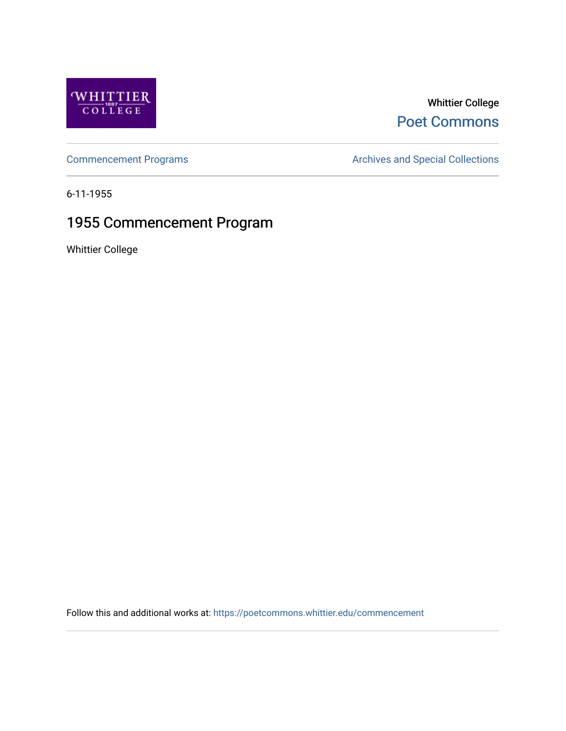Whittier College

Poet Commons

Commencement Programs

Archives and Special Collections

6-11-1955

# 1955 Commencement Program

Whittier College

Follow this and additional works at: https://poetcommons.whittier.edu/commencement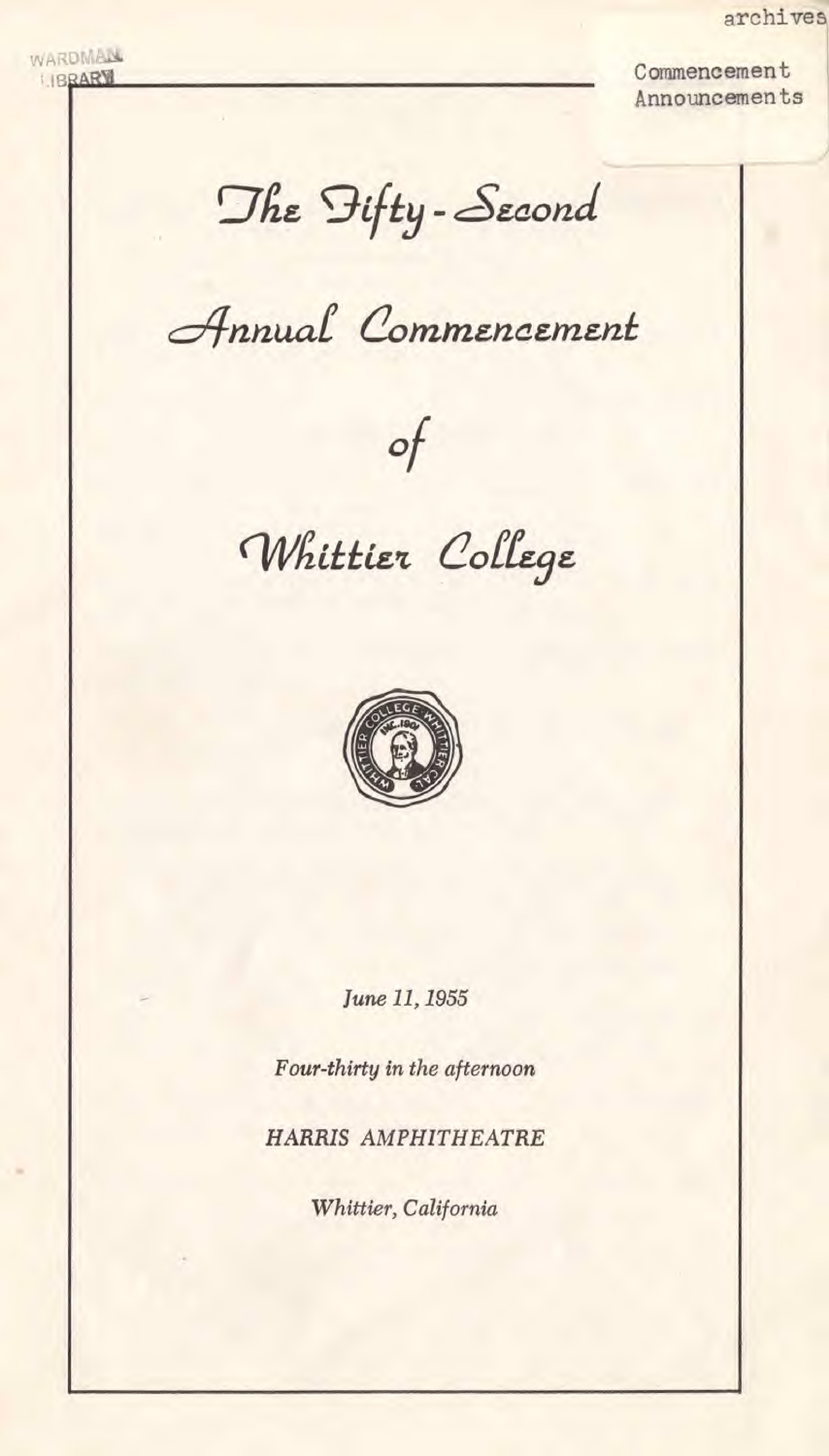# The Fifty-Second

# Annual Commencement

# of

# Whittier College

*June 11, 1955*

*Four-thirty in the afternoon*

*HARRIS AMPHITHEATRE*

*Whittier, California*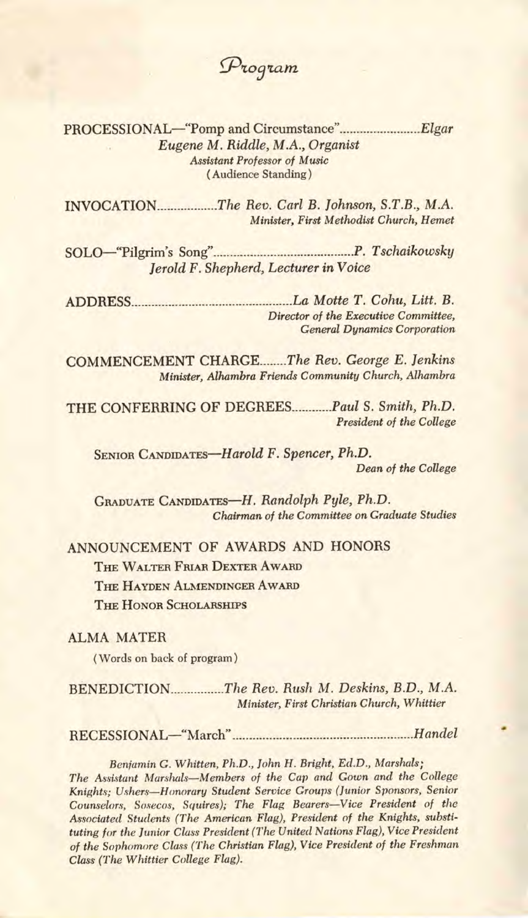# *Program*

PROCESSIONAL—"Pomp and Circumstance"........................*Elgar*

*Eugene M. Riddle, M.A., Organist*
*Assistant Professor of Music*
(Audience Standing)

INVOCATION..................*The Rev. Carl B. Johnson, S.T.B., M.A.*
*Minister, First Methodist Church, Hemet*

SOLO—"Pilgrim's Song"............................................*P. Tschaikowsky*
*Jerold F. Shepherd, Lecturer in Voice*

ADDRESS....................................................*La Motte T. Cohu, Litt. B.*
*Director of the Executive Committee,*
*General Dynamics Corporation*

COMMENCEMENT CHARGE........*The Rev. George E. Jenkins*
*Minister, Alhambra Friends Community Church, Alhambra*

THE CONFERRING OF DEGREES............*Paul S. Smith, Ph.D.*
*President of the College*

SENIOR CANDIDATES—*Harold F. Spencer, Ph.D.*
*Dean of the College*

GRADUATE CANDIDATES—*H. Randolph Pyle, Ph.D.*
*Chairman of the Committee on Graduate Studies*

ANNOUNCEMENT OF AWARDS AND HONORS

THE WALTER FRIAR DEXTER AWARD

THE HAYDEN ALMENDINGER AWARD

THE HONOR SCHOLARSHIPS

ALMA MATER

(Words on back of program)

BENEDICTION................*The Rev. Rush M. Deskins, B.D., M.A.*
*Minister, First Christian Church, Whittier*

RECESSIONAL—"March"........................................................*Handel*

*Benjamin G. Whitten, Ph.D., John H. Bright, Ed.D., Marshals; The Assistant Marshals—Members of the Cap and Gown and the College Knights; Ushers—Honorary Student Service Groups (Junior Sponsors, Senior Counselors, Sosecos, Squires); The Flag Bearers—Vice President of the Associated Students (The American Flag), President of the Knights, substituting for the Junior Class President (The United Nations Flag), Vice President of the Sophomore Class (The Christian Flag), Vice President of the Freshman Class (The Whittier College Flag).*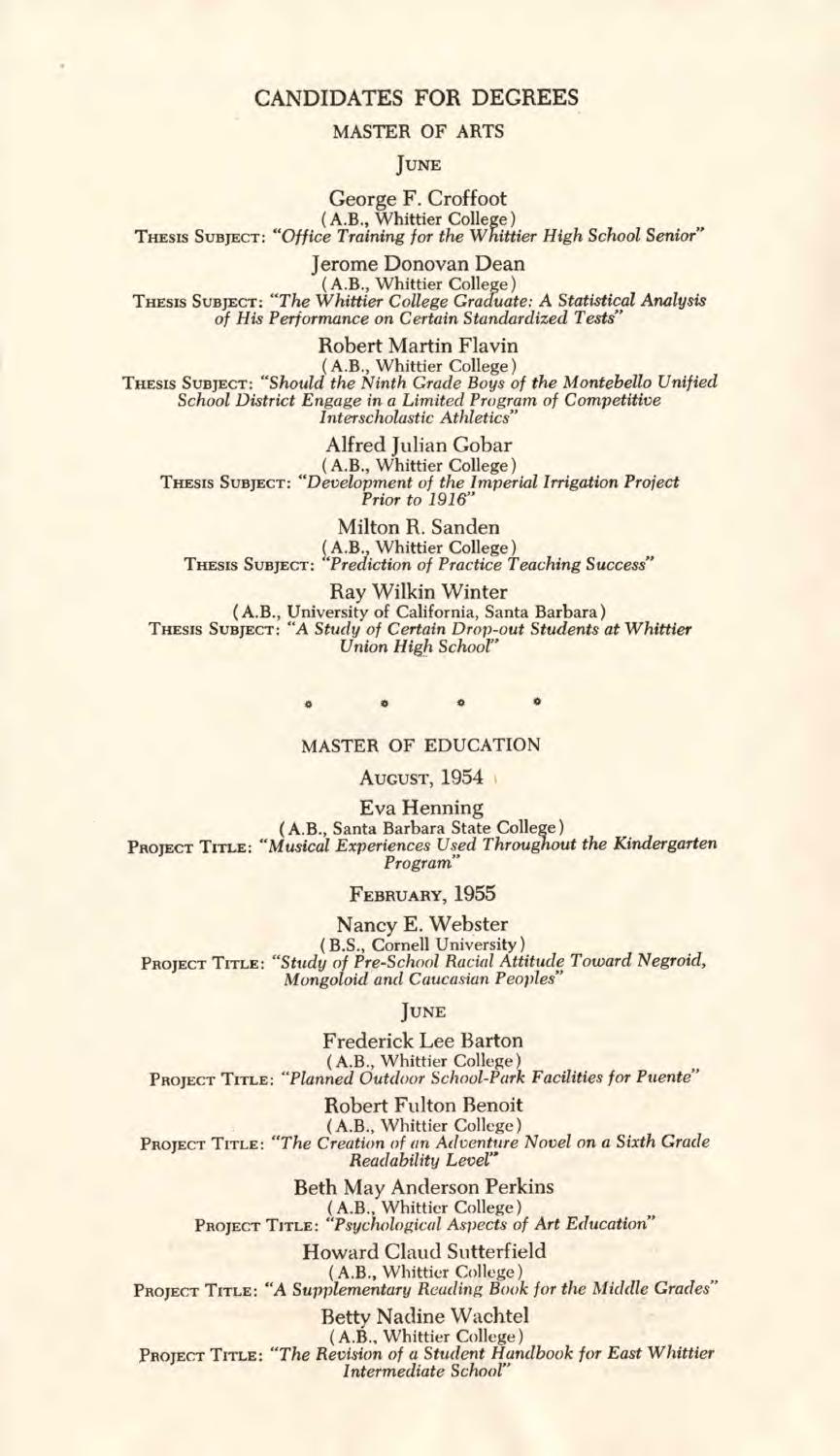## CANDIDATES FOR DEGREES

### MASTER OF ARTS

#### JUNE

**George F. Croffoot**
(A.B., Whittier College)
THESIS SUBJECT: *"Office Training for the Whittier High School Senior"*

**Jerome Donovan Dean**
(A.B., Whittier College)
THESIS SUBJECT: *"The Whittier College Graduate: A Statistical Analysis of His Performance on Certain Standardized Tests"*

**Robert Martin Flavin**
(A.B., Whittier College)
THESIS SUBJECT: *"Should the Ninth Grade Boys of the Montebello Unified School District Engage in a Limited Program of Competitive Interscholastic Athletics"*

**Alfred Julian Gobar**
(A.B., Whittier College)
THESIS SUBJECT: *"Development of the Imperial Irrigation Project Prior to 1916"*

**Milton R. Sanden**
(A.B., Whittier College)
THESIS SUBJECT: *"Prediction of Practice Teaching Success"*

**Ray Wilkin Winter**
(A.B., University of California, Santa Barbara)
THESIS SUBJECT: *"A Study of Certain Drop-out Students at Whittier Union High School"*

* * * *

### MASTER OF EDUCATION

#### AUGUST, 1954

**Eva Henning**
(A.B., Santa Barbara State College)
PROJECT TITLE: *"Musical Experiences Used Throughout the Kindergarten Program"*

#### FEBRUARY, 1955

**Nancy E. Webster**
(B.S., Cornell University)
PROJECT TITLE: *"Study of Pre-School Racial Attitude Toward Negroid, Mongoloid and Caucasian Peoples"*

#### JUNE

**Frederick Lee Barton**
(A.B., Whittier College)
PROJECT TITLE: *"Planned Outdoor School-Park Facilities for Puente"*

**Robert Fulton Benoit**
(A.B., Whittier College)
PROJECT TITLE: *"The Creation of an Adventure Novel on a Sixth Grade Readability Level"*

**Beth May Anderson Perkins**
(A.B., Whittier College)
PROJECT TITLE: *"Psychological Aspects of Art Education"*

**Howard Claud Sutterfield**
(A.B., Whittier College)
PROJECT TITLE: *"A Supplementary Reading Book for the Middle Grades"*

**Betty Nadine Wachtel**
(A.B., Whittier College)
PROJECT TITLE: *"The Revision of a Student Handbook for East Whittier Intermediate School"*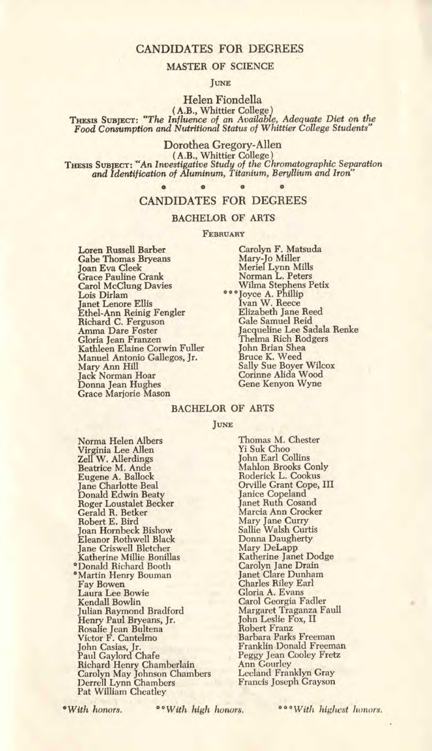## CANDIDATES FOR DEGREES

### MASTER OF SCIENCE

JUNE

**Helen Fiondella**
(A.B., Whittier College)
THESIS SUBJECT: *"The Influence of an Available, Adequate Diet on the Food Consumption and Nutritional Status of Whittier College Students"*

**Dorothea Gregory-Allen**
(A.B., Whittier College)
THESIS SUBJECT: *"An Investigative Study of the Chromatographic Separation and Identification of Aluminum, Titanium, Beryllium and Iron"*

* * * *

## CANDIDATES FOR DEGREES

### BACHELOR OF ARTS

FEBRUARY

Loren Russell Barber
Gabe Thomas Bryeans
Joan Eva Cleek
Grace Pauline Crank
Carol McClung Davies
Lois Dirlam
Janet Lenore Ellis
Ethel-Ann Reinig Fengler
Richard C. Ferguson
Amma Dare Foster
Gloria Jean Franzen
Kathleen Elaine Corwin Fuller
Manuel Antonio Gallegos, Jr.
Mary Ann Hill
Jack Norman Hoar
Donna Jean Hughes
Grace Marjorie Mason
Carolyn F. Matsuda
Mary-Jo Miller
Meriel Lynn Mills
Norman L. Peters
Wilma Stephens Petix
***Joyce A. Phillip
Ivan W. Reece
Elizabeth Jane Reed
Gale Samuel Reid
Jacqueline Lee Sadala Renke
Thelma Rich Rodgers
John Brian Shea
Bruce K. Weed
Sally Sue Boyer Wilcox
Corinne Alida Wood
Gene Kenyon Wyne

### BACHELOR OF ARTS

JUNE

Norma Helen Albers
Virginia Lee Allen
Zell W. Allerdings
Beatrice M. Ande
Eugene A. Ballock
Jane Charlotte Beal
Donald Edwin Beaty
Roger Loustalet Becker
Gerald R. Betker
Robert E. Bird
Joan Hornbeck Bishow
Eleanor Rothwell Black
Jane Criswell Bletcher
Katherine Millie Bonillas
*Donald Richard Booth
*Martin Henry Bouman
Fay Bowen
Laura Lee Bowie
Kendall Bowlin
Julian Raymond Bradford
Henry Paul Bryeans, Jr.
Rosalie Jean Bultena
Victor F. Cantelmo
John Casias, Jr.
Paul Gaylord Chafe
Richard Henry Chamberlain
Carolyn May Johnson Chambers
Derrell Lynn Chambers
Pat William Cheatley
Thomas M. Chester
Yi Suk Choo
John Earl Collins
Mahlon Brooks Conly
Roderick L. Cookus
Orville Grant Cope, III
Janice Copeland
Janet Ruth Cosand
Marcia Ann Crocker
Mary Jane Curry
Sallie Walsh Curtis
Donna Daugherty
Mary DeLapp
Katherine Janet Dodge
Carolyn Jane Drain
Janet Clare Dunham
Charles Riley Earl
Gloria A. Evans
Carol Georgia Fadler
Margaret Traganza Faull
John Leslie Fox, II
Robert Franz
Barbara Parks Freeman
Franklin Donald Freeman
Peggy Jean Cooley Fretz
Ann Gourley
Leeland Franklyn Gray
Francis Joseph Grayson

**With honors.* ***With high honors.* ****With highest honors.*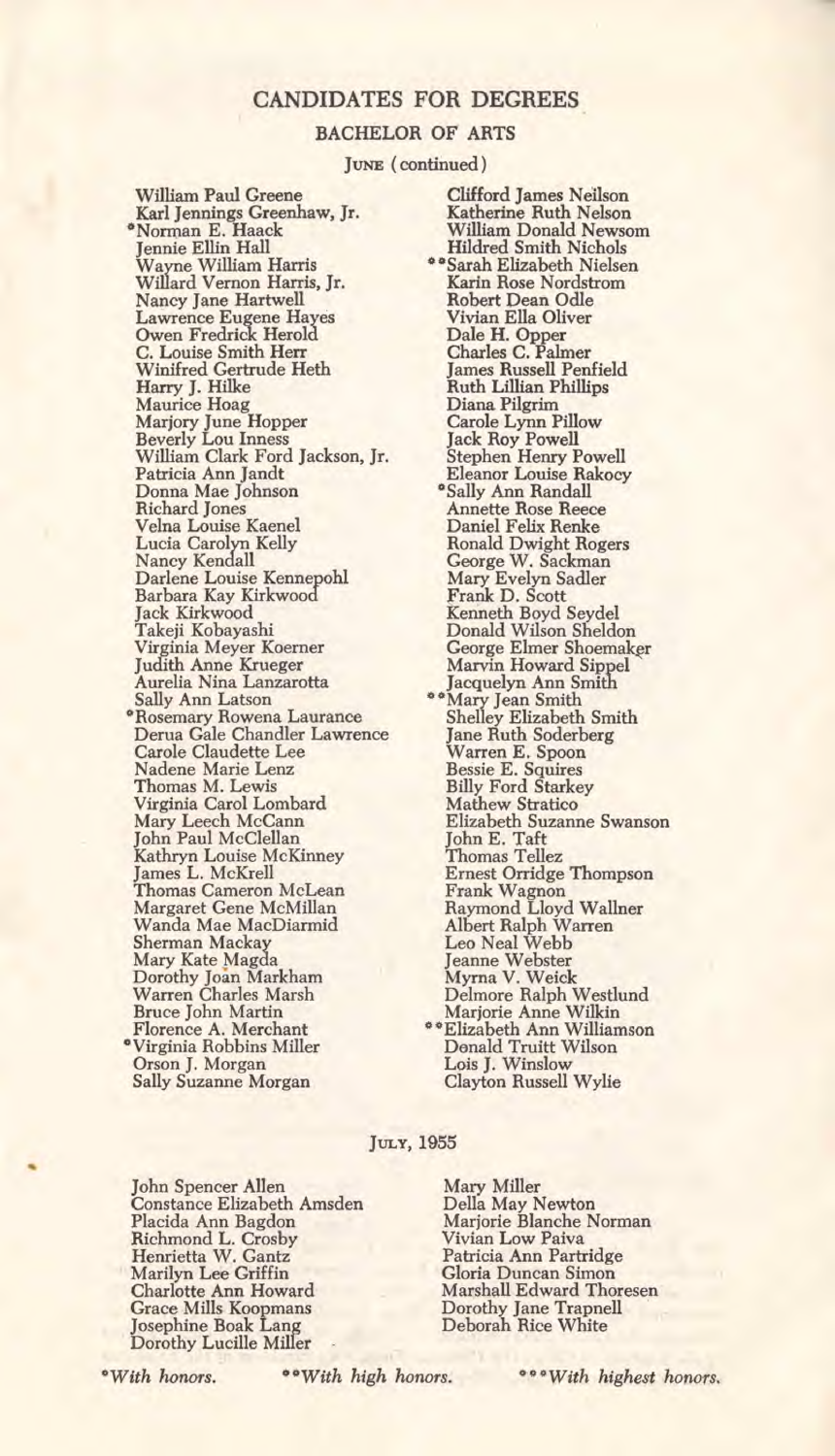## CANDIDATES FOR DEGREES

### BACHELOR OF ARTS

JUNE (continued)

William Paul Greene
Karl Jennings Greenhaw, Jr.
*Norman E. Haack
Jennie Ellin Hall
Wayne William Harris
Willard Vernon Harris, Jr.
Nancy Jane Hartwell
Lawrence Eugene Hayes
Owen Fredrick Herold
C. Louise Smith Herr
Winifred Gertrude Heth
Harry J. Hilke
Maurice Hoag
Marjory June Hopper
Beverly Lou Inness
William Clark Ford Jackson, Jr.
Patricia Ann Jandt
Donna Mae Johnson
Richard Jones
Velna Louise Kaenel
Lucia Carolyn Kelly
Nancy Kendall
Darlene Louise Kennepohl
Barbara Kay Kirkwood
Jack Kirkwood
Takeji Kobayashi
Virginia Meyer Koerner
Judith Anne Krueger
Aurelia Nina Lanzarotta
Sally Ann Latson
*Rosemary Rowena Laurance
Derua Gale Chandler Lawrence
Carole Claudette Lee
Nadene Marie Lenz
Thomas M. Lewis
Virginia Carol Lombard
Mary Leech McCann
John Paul McClellan
Kathryn Louise McKinney
James L. McKrell
Thomas Cameron McLean
Margaret Gene McMillan
Wanda Mae MacDiarmid
Sherman Mackay
Mary Kate Magda
Dorothy Joan Markham
Warren Charles Marsh
Bruce John Martin
Florence A. Merchant
*Virginia Robbins Miller
Orson J. Morgan
Sally Suzanne Morgan
Clifford James Neilson
Katherine Ruth Nelson
William Donald Newsom
Hildred Smith Nichols
**Sarah Elizabeth Nielsen
Karin Rose Nordstrom
Robert Dean Odle
Vivian Ella Oliver
Dale H. Opper
Charles C. Palmer
James Russell Penfield
Ruth Lillian Phillips
Diana Pilgrim
Carole Lynn Pillow
Jack Roy Powell
Stephen Henry Powell
Eleanor Louise Rakocy
*Sally Ann Randall
Annette Rose Reece
Daniel Felix Renke
Ronald Dwight Rogers
George W. Sackman
Mary Evelyn Sadler
Frank D. Scott
Kenneth Boyd Seydel
Donald Wilson Sheldon
George Elmer Shoemaker
Marvin Howard Sippel
Jacquelyn Ann Smith
**Mary Jean Smith
Shelley Elizabeth Smith
Jane Ruth Soderberg
Warren E. Spoon
Bessie E. Squires
Billy Ford Starkey
Mathew Stratico
Elizabeth Suzanne Swanson
John E. Taft
Thomas Tellez
Ernest Orridge Thompson
Frank Wagnon
Raymond Lloyd Wallner
Albert Ralph Warren
Leo Neal Webb
Jeanne Webster
Myrna V. Weick
Delmore Ralph Westlund
Marjorie Anne Wilkin
**Elizabeth Ann Williamson
Donald Truitt Wilson
Lois J. Winslow
Clayton Russell Wylie

JULY, 1955

John Spencer Allen
Constance Elizabeth Amsden
Placida Ann Bagdon
Richmond L. Crosby
Henrietta W. Gantz
Marilyn Lee Griffin
Charlotte Ann Howard
Grace Mills Koopmans
Josephine Boak Lang
Dorothy Lucille Miller
Mary Miller
Della May Newton
Marjorie Blanche Norman
Vivian Low Paiva
Patricia Ann Partridge
Gloria Duncan Simon
Marshall Edward Thoresen
Dorothy Jane Trapnell
Deborah Rice White

**With honors.* ***With high honors.* ****With highest honors.*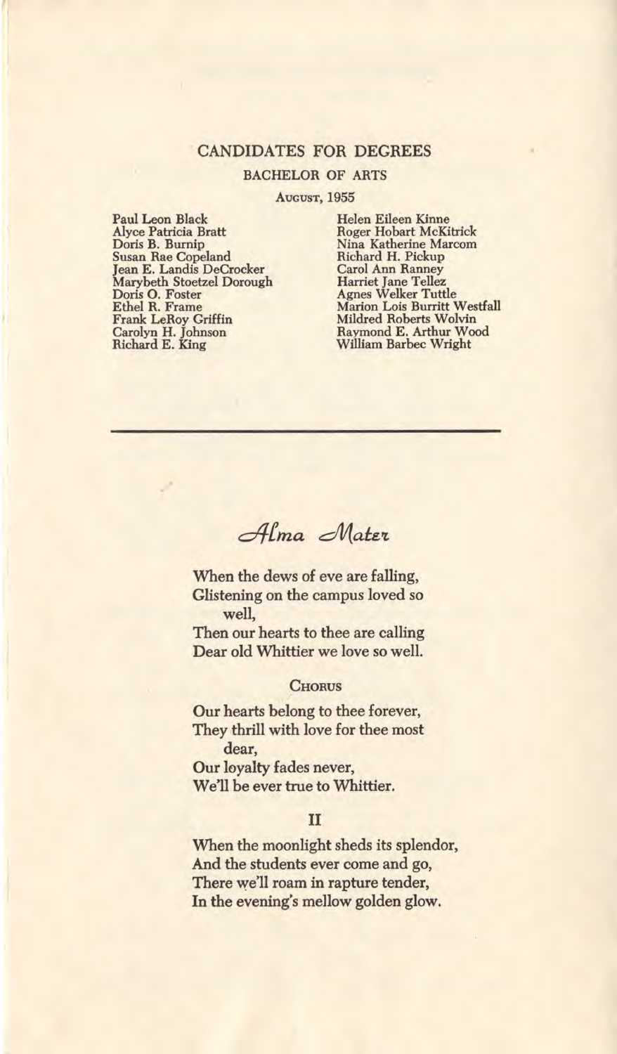## CANDIDATES FOR DEGREES

### BACHELOR OF ARTS

AUGUST, 1955

Paul Leon Black
Alyce Patricia Bratt
Doris B. Burnip
Susan Rae Copeland
Jean E. Landis DeCrocker
Marybeth Stoetzel Dorough
Doris O. Foster
Ethel R. Frame
Frank LeRoy Griffin
Carolyn H. Johnson
Richard E. King
Helen Eileen Kinne
Roger Hobart McKitrick
Nina Katherine Marcom
Richard H. Pickup
Carol Ann Ranney
Harriet Jane Tellez
Agnes Welker Tuttle
Marion Lois Burritt Westfall
Mildred Roberts Wolvin
Raymond E. Arthur Wood
William Barbec Wright

---

## *Alma Mater*

When the dews of eve are falling,
Glistening on the campus loved so
well,
Then our hearts to thee are calling
Dear old Whittier we love so well.

CHORUS

Our hearts belong to thee forever,
They thrill with love for thee most
dear,
Our loyalty fades never,
We'll be ever true to Whittier.

II

When the moonlight sheds its splendor,
And the students ever come and go,
There we'll roam in rapture tender,
In the evening's mellow golden glow.